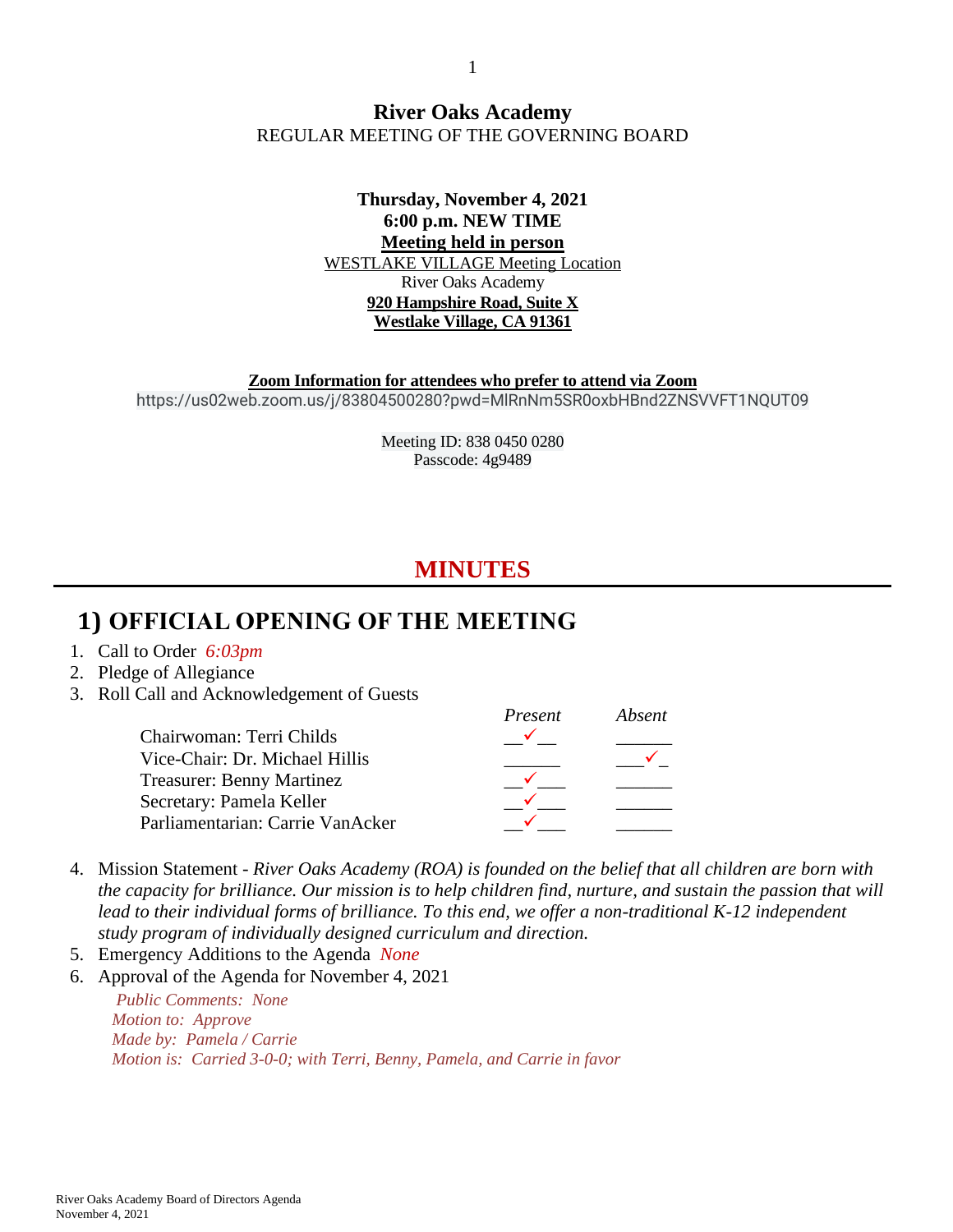# River Oaks Academy

REGULAR MEETING OF THE GOVERNING BOARD

**Thursday, November 4, 2021**
**6:00 p.m. NEW TIME**
**Meeting held in person**

WESTLAKE VILLAGE Meeting Location
River Oaks Academy
**920 Hampshire Road, Suite X**
**Westlake Village, CA 91361**

**Zoom Information for attendees who prefer to attend via Zoom**

https://us02web.zoom.us/j/83804500280?pwd=MlRnNm5SR0oxbHBnd2ZNSVVFT1NQUT09

Meeting ID: 838 0450 0280
Passcode: 4g9489

## MINUTES

## 1) OFFICIAL OPENING OF THE MEETING

1. Call to Order *6:03pm*
2. Pledge of Allegiance
3. Roll Call and Acknowledgement of Guests

| | *Present* | *Absent* |
|---|---|---|
| Chairwoman: Terri Childs | ✓ | |
| Vice-Chair: Dr. Michael Hillis | | ✓ |
| Treasurer: Benny Martinez | ✓ | |
| Secretary: Pamela Keller | ✓ | |
| Parliamentarian: Carrie VanAcker | ✓ | |

4. Mission Statement - *River Oaks Academy (ROA) is founded on the belief that all children are born with the capacity for brilliance. Our mission is to help children find, nurture, and sustain the passion that will lead to their individual forms of brilliance. To this end, we offer a non-traditional K-12 independent study program of individually designed curriculum and direction.*
5. Emergency Additions to the Agenda *None*
6. Approval of the Agenda for November 4, 2021

   *Public Comments: None*
   *Motion to: Approve*
   *Made by: Pamela / Carrie*
   *Motion is: Carried 3-0-0; with Terri, Benny, Pamela, and Carrie in favor*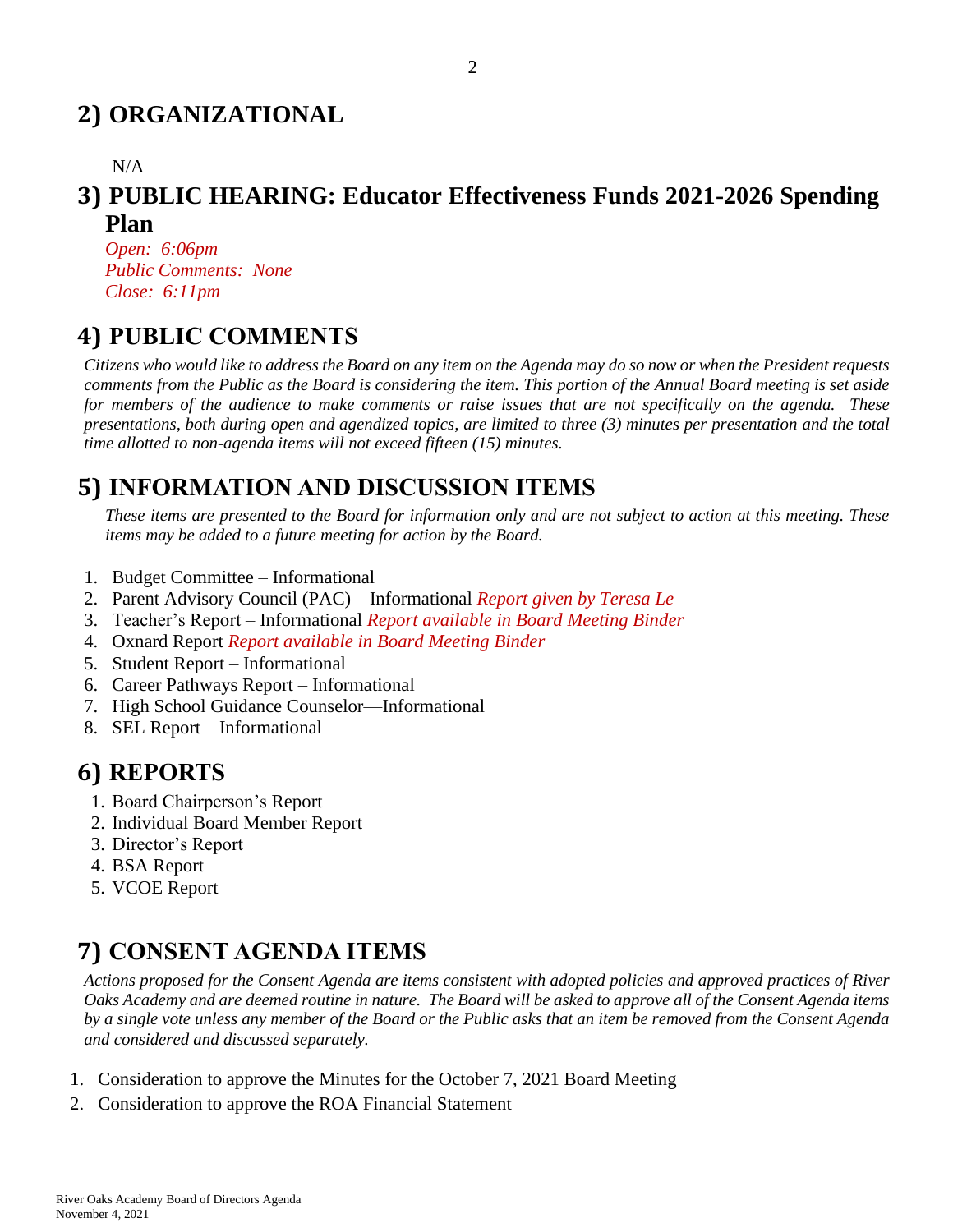## 2) ORGANIZATIONAL

N/A

## 3) PUBLIC HEARING: Educator Effectiveness Funds 2021-2026 Spending Plan

*Open: 6:06pm*
*Public Comments: None*
*Close: 6:11pm*

## 4) PUBLIC COMMENTS

*Citizens who would like to address the Board on any item on the Agenda may do so now or when the President requests comments from the Public as the Board is considering the item. This portion of the Annual Board meeting is set aside for members of the audience to make comments or raise issues that are not specifically on the agenda. These presentations, both during open and agendized topics, are limited to three (3) minutes per presentation and the total time allotted to non-agenda items will not exceed fifteen (15) minutes.*

## 5) INFORMATION AND DISCUSSION ITEMS

*These items are presented to the Board for information only and are not subject to action at this meeting. These items may be added to a future meeting for action by the Board.*

1. Budget Committee – Informational
2. Parent Advisory Council (PAC) – Informational *Report given by Teresa Le*
3. Teacher's Report – Informational *Report available in Board Meeting Binder*
4. Oxnard Report *Report available in Board Meeting Binder*
5. Student Report – Informational
6. Career Pathways Report – Informational
7. High School Guidance Counselor—Informational
8. SEL Report—Informational

## 6) REPORTS

1. Board Chairperson's Report
2. Individual Board Member Report
3. Director's Report
4. BSA Report
5. VCOE Report

## 7) CONSENT AGENDA ITEMS

*Actions proposed for the Consent Agenda are items consistent with adopted policies and approved practices of River Oaks Academy and are deemed routine in nature. The Board will be asked to approve all of the Consent Agenda items by a single vote unless any member of the Board or the Public asks that an item be removed from the Consent Agenda and considered and discussed separately.*

1. Consideration to approve the Minutes for the October 7, 2021 Board Meeting
2. Consideration to approve the ROA Financial Statement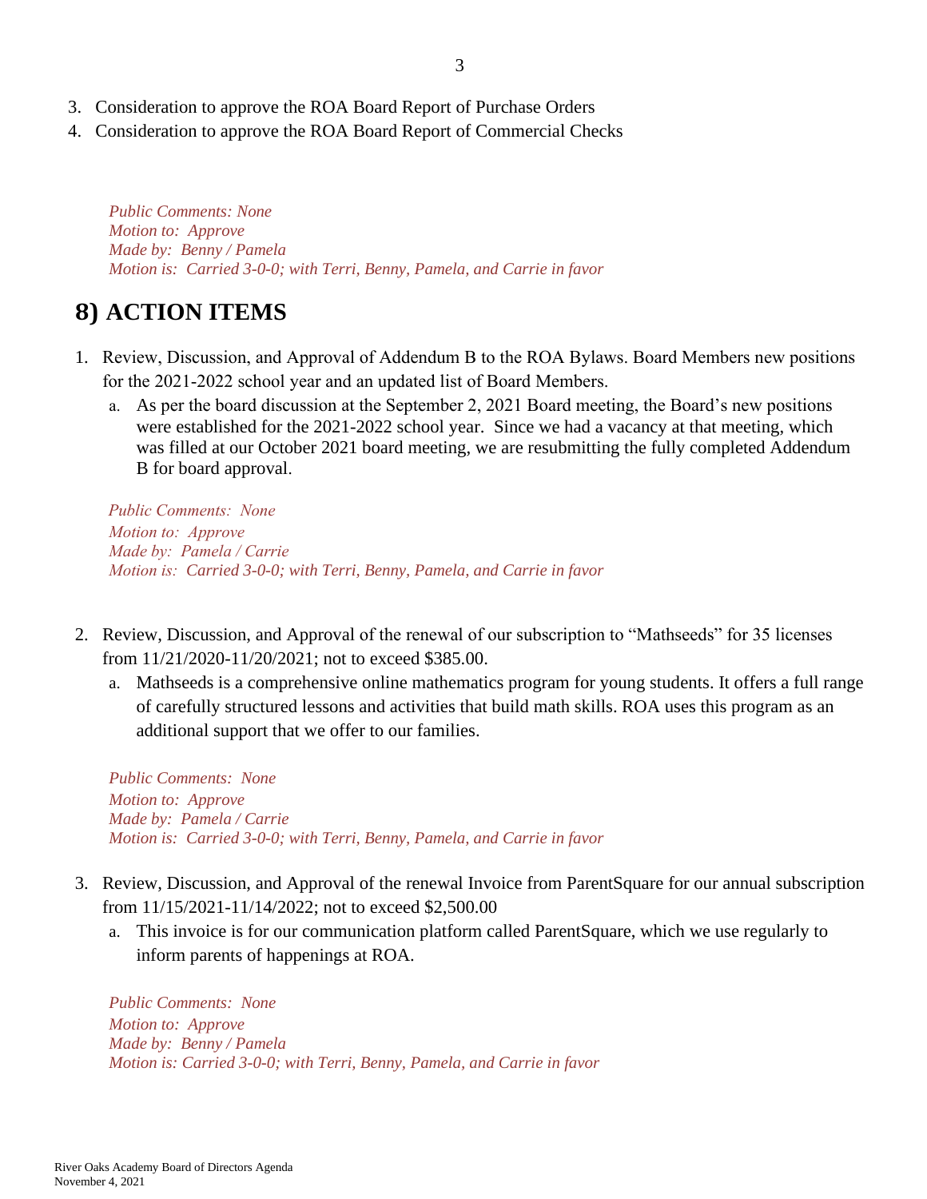3. Consideration to approve the ROA Board Report of Purchase Orders
4. Consideration to approve the ROA Board Report of Commercial Checks

*Public Comments: None*
*Motion to: Approve*
*Made by: Benny / Pamela*
*Motion is: Carried 3-0-0; with Terri, Benny, Pamela, and Carrie in favor*

# 8) ACTION ITEMS

1. Review, Discussion, and Approval of Addendum B to the ROA Bylaws. Board Members new positions for the 2021-2022 school year and an updated list of Board Members.
   a. As per the board discussion at the September 2, 2021 Board meeting, the Board's new positions were established for the 2021-2022 school year. Since we had a vacancy at that meeting, which was filled at our October 2021 board meeting, we are resubmitting the fully completed Addendum B for board approval.

*Public Comments: None*
*Motion to: Approve*
*Made by: Pamela / Carrie*
*Motion is: Carried 3-0-0; with Terri, Benny, Pamela, and Carrie in favor*

2. Review, Discussion, and Approval of the renewal of our subscription to "Mathseeds" for 35 licenses from 11/21/2020-11/20/2021; not to exceed $385.00.
   a. Mathseeds is a comprehensive online mathematics program for young students. It offers a full range of carefully structured lessons and activities that build math skills. ROA uses this program as an additional support that we offer to our families.

*Public Comments: None*
*Motion to: Approve*
*Made by: Pamela / Carrie*
*Motion is: Carried 3-0-0; with Terri, Benny, Pamela, and Carrie in favor*

3. Review, Discussion, and Approval of the renewal Invoice from ParentSquare for our annual subscription from 11/15/2021-11/14/2022; not to exceed $2,500.00
   a. This invoice is for our communication platform called ParentSquare, which we use regularly to inform parents of happenings at ROA.

*Public Comments: None*
*Motion to: Approve*
*Made by: Benny / Pamela*
*Motion is: Carried 3-0-0; with Terri, Benny, Pamela, and Carrie in favor*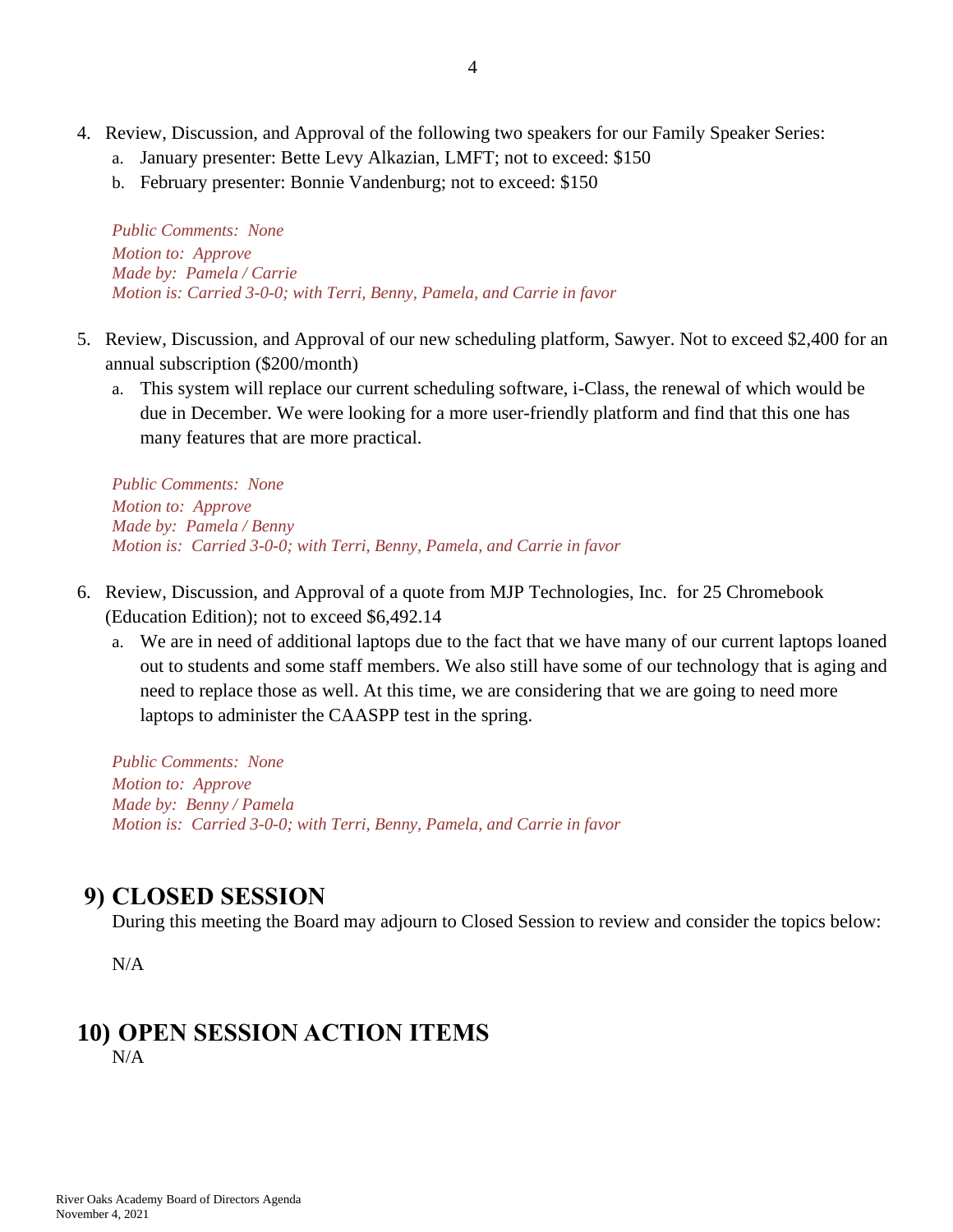4. Review, Discussion, and Approval of the following two speakers for our Family Speaker Series:
    a. January presenter: Bette Levy Alkazian, LMFT; not to exceed: $150
    b. February presenter: Bonnie Vandenburg; not to exceed: $150

    *Public Comments: None*
    *Motion to: Approve*
    *Made by: Pamela / Carrie*
    *Motion is: Carried 3-0-0; with Terri, Benny, Pamela, and Carrie in favor*

5. Review, Discussion, and Approval of our new scheduling platform, Sawyer. Not to exceed $2,400 for an annual subscription ($200/month)
    a. This system will replace our current scheduling software, i-Class, the renewal of which would be due in December. We were looking for a more user-friendly platform and find that this one has many features that are more practical.

    *Public Comments: None*
    *Motion to: Approve*
    *Made by: Pamela / Benny*
    *Motion is: Carried 3-0-0; with Terri, Benny, Pamela, and Carrie in favor*

6. Review, Discussion, and Approval of a quote from MJP Technologies, Inc. for 25 Chromebook (Education Edition); not to exceed $6,492.14
    a. We are in need of additional laptops due to the fact that we have many of our current laptops loaned out to students and some staff members. We also still have some of our technology that is aging and need to replace those as well. At this time, we are considering that we are going to need more laptops to administer the CAASPP test in the spring.

    *Public Comments: None*
    *Motion to: Approve*
    *Made by: Benny / Pamela*
    *Motion is: Carried 3-0-0; with Terri, Benny, Pamela, and Carrie in favor*

## 9) CLOSED SESSION

During this meeting the Board may adjourn to Closed Session to review and consider the topics below:

N/A

## 10) OPEN SESSION ACTION ITEMS

N/A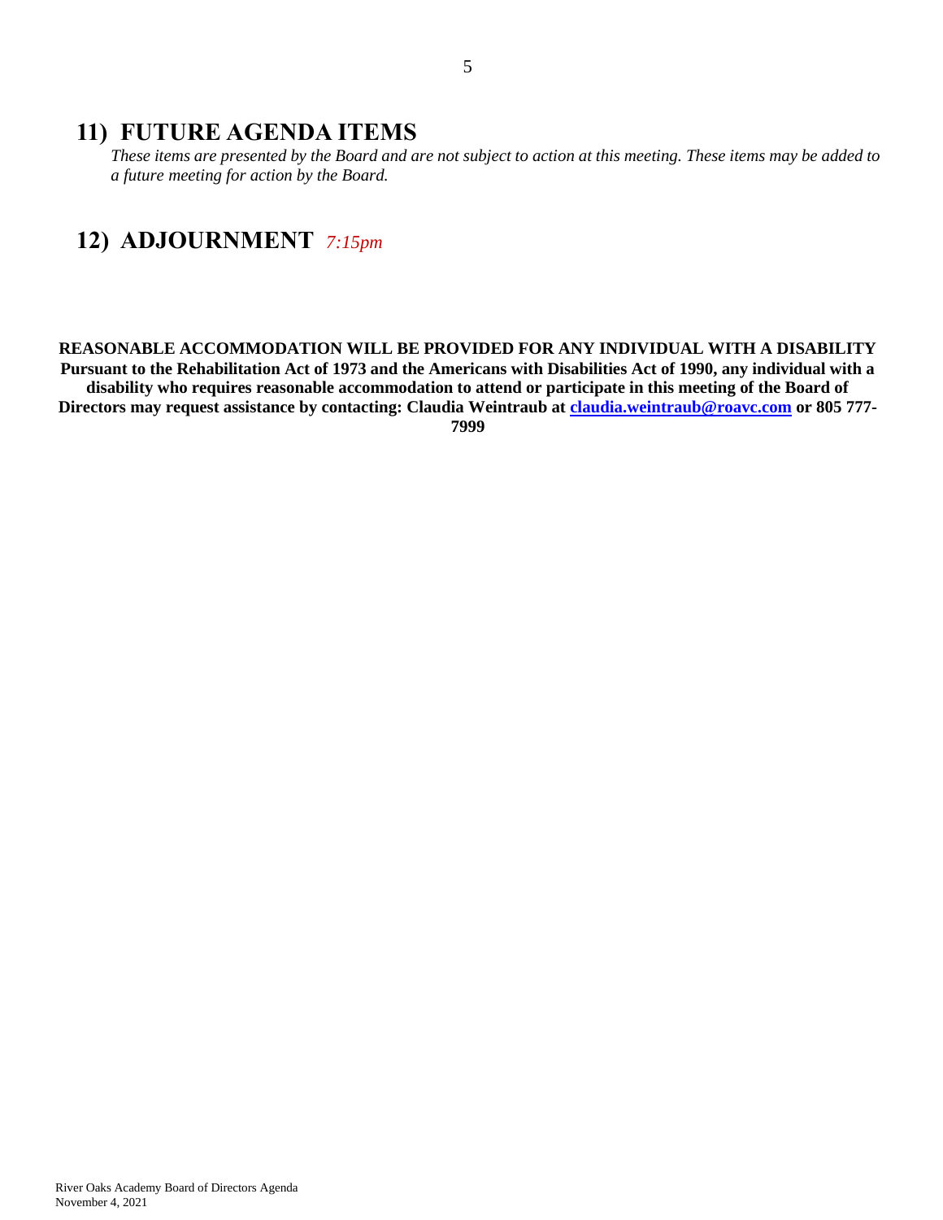## 11) FUTURE AGENDA ITEMS

*These items are presented by the Board and are not subject to action at this meeting. These items may be added to a future meeting for action by the Board.*

## 12) ADJOURNMENT *7:15pm*

**REASONABLE ACCOMMODATION WILL BE PROVIDED FOR ANY INDIVIDUAL WITH A DISABILITY**
**Pursuant to the Rehabilitation Act of 1973 and the Americans with Disabilities Act of 1990, any individual with a disability who requires reasonable accommodation to attend or participate in this meeting of the Board of Directors may request assistance by contacting: Claudia Weintraub at claudia.weintraub@roavc.com or 805 777-7999**